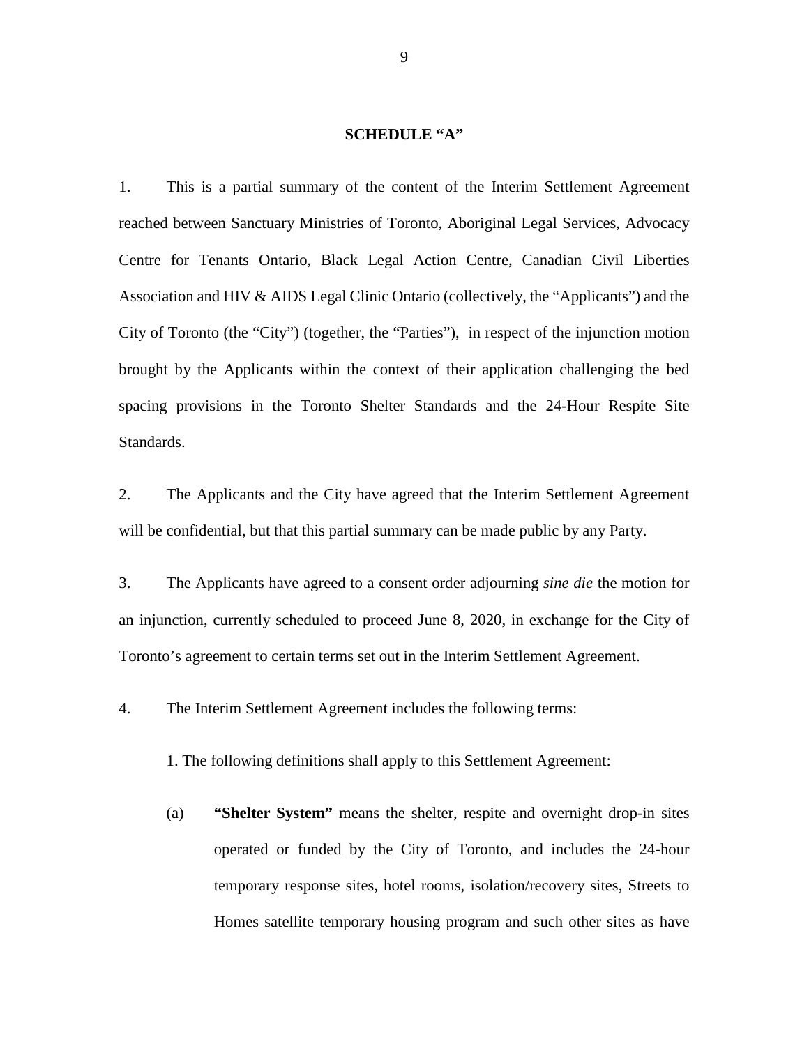## SCHEDULE "A"

1. This is a partial summary of the content of the Interim Settlement Agreement reached between Sanctuary Ministries of Toronto, Aboriginal Legal Services, Advocacy Centre for Tenants Ontario, Black Legal Action Centre, Canadian Civil Liberties Association and HIV & AIDS Legal Clinic Ontario (collectively, the "Applicants") and the City of Toronto (the "City") (together, the "Parties"), in respect of the injunction motion brought by the Applicants within the context of their application challenging the bed spacing provisions in the Toronto Shelter Standards and the 24-Hour Respite Site Standards.

2. The Applicants and the City have agreed that the Interim Settlement Agreement will be confidential, but that this partial summary can be made public by any Party.

3. The Applicants have agreed to a consent order adjourning *sine die* the motion for an injunction, currently scheduled to proceed June 8, 2020, in exchange for the City of Toronto's agreement to certain terms set out in the Interim Settlement Agreement.

4. The Interim Settlement Agreement includes the following terms:

1. The following definitions shall apply to this Settlement Agreement:

(a) **"Shelter System"** means the shelter, respite and overnight drop-in sites operated or funded by the City of Toronto, and includes the 24-hour temporary response sites, hotel rooms, isolation/recovery sites, Streets to Homes satellite temporary housing program and such other sites as have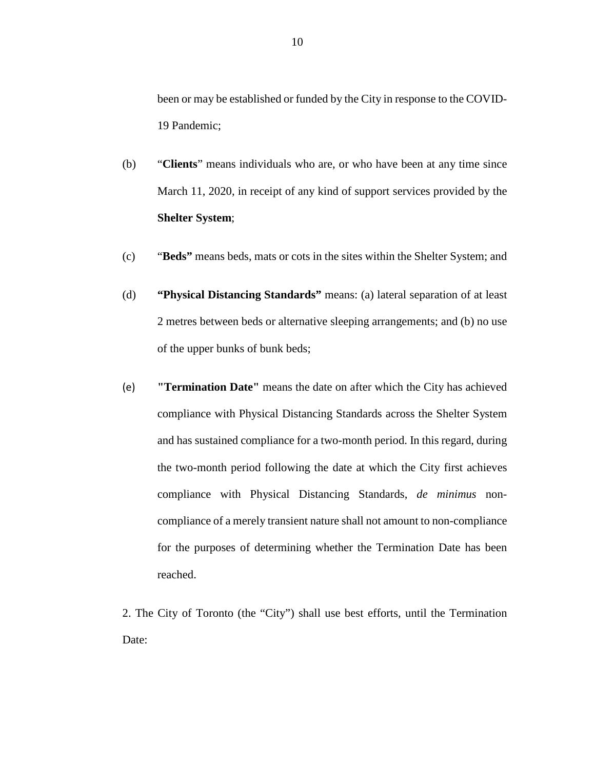been or may be established or funded by the City in response to the COVID-19 Pandemic;

(b) "**Clients**" means individuals who are, or who have been at any time since March 11, 2020, in receipt of any kind of support services provided by the **Shelter System**;

(c) "**Beds"** means beds, mats or cots in the sites within the Shelter System; and

(d) **"Physical Distancing Standards"** means: (a) lateral separation of at least 2 metres between beds or alternative sleeping arrangements; and (b) no use of the upper bunks of bunk beds;

(e) **"Termination Date"** means the date on after which the City has achieved compliance with Physical Distancing Standards across the Shelter System and has sustained compliance for a two-month period. In this regard, during the two-month period following the date at which the City first achieves compliance with Physical Distancing Standards, *de minimus* non-compliance of a merely transient nature shall not amount to non-compliance for the purposes of determining whether the Termination Date has been reached.

2. The City of Toronto (the "City") shall use best efforts, until the Termination Date: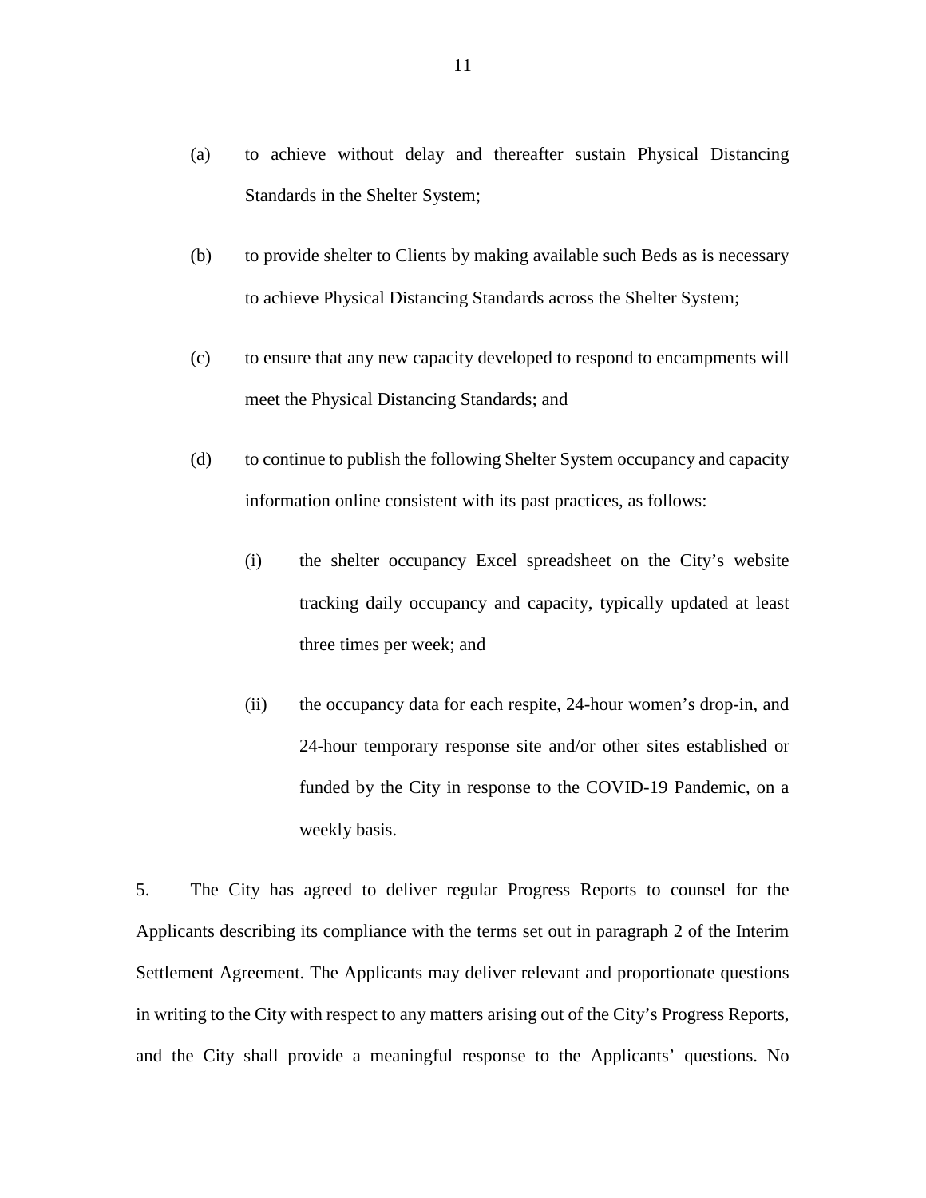(a) to achieve without delay and thereafter sustain Physical Distancing Standards in the Shelter System;

(b) to provide shelter to Clients by making available such Beds as is necessary to achieve Physical Distancing Standards across the Shelter System;

(c) to ensure that any new capacity developed to respond to encampments will meet the Physical Distancing Standards; and

(d) to continue to publish the following Shelter System occupancy and capacity information online consistent with its past practices, as follows:

(i) the shelter occupancy Excel spreadsheet on the City's website tracking daily occupancy and capacity, typically updated at least three times per week; and

(ii) the occupancy data for each respite, 24-hour women's drop-in, and 24-hour temporary response site and/or other sites established or funded by the City in response to the COVID-19 Pandemic, on a weekly basis.

5. The City has agreed to deliver regular Progress Reports to counsel for the Applicants describing its compliance with the terms set out in paragraph 2 of the Interim Settlement Agreement. The Applicants may deliver relevant and proportionate questions in writing to the City with respect to any matters arising out of the City's Progress Reports, and the City shall provide a meaningful response to the Applicants' questions. No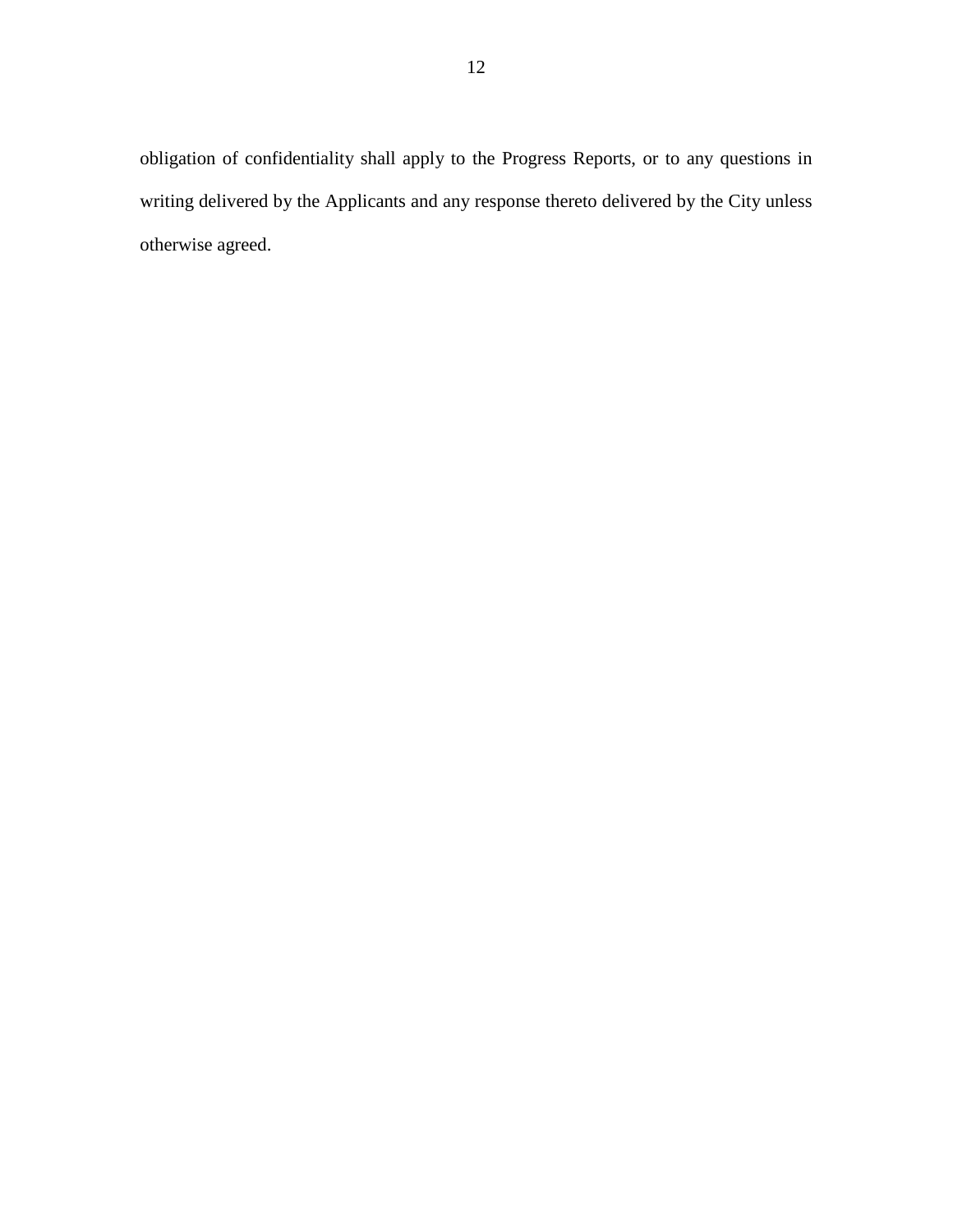obligation of confidentiality shall apply to the Progress Reports, or to any questions in writing delivered by the Applicants and any response thereto delivered by the City unless otherwise agreed.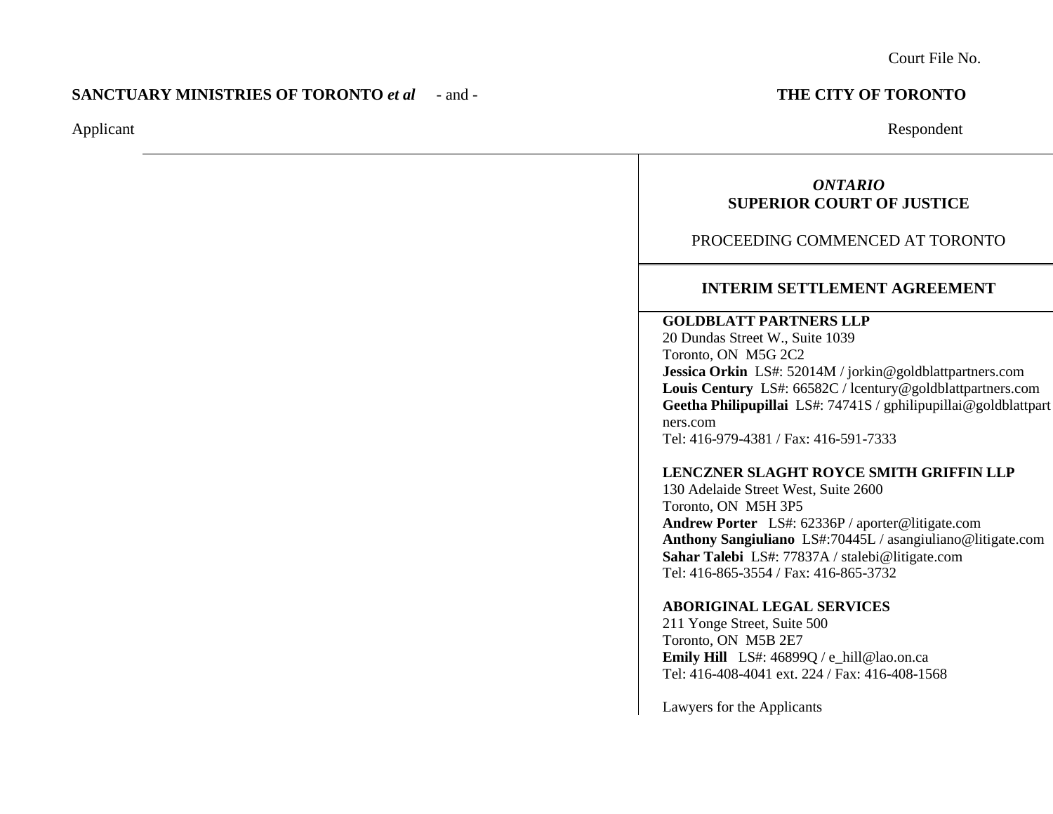Court File No.

**SANCTUARY MINISTRIES OF TORONTO *et al*** - and - **THE CITY OF TORONTO**

Applicant Respondent

***ONTARIO***
**SUPERIOR COURT OF JUSTICE**

PROCEEDING COMMENCED AT TORONTO

**INTERIM SETTLEMENT AGREEMENT**

**GOLDBLATT PARTNERS LLP**
20 Dundas Street W., Suite 1039
Toronto, ON M5G 2C2
**Jessica Orkin** LS#: 52014M / jorkin@goldblattpartners.com
**Louis Century** LS#: 66582C / lcentury@goldblattpartners.com
**Geetha Philipupillai** LS#: 74741S / gphilipupillai@goldblattpartners.com
Tel: 416-979-4381 / Fax: 416-591-7333

**LENCZNER SLAGHT ROYCE SMITH GRIFFIN LLP**
130 Adelaide Street West, Suite 2600
Toronto, ON M5H 3P5
**Andrew Porter** LS#: 62336P / aporter@litigate.com
**Anthony Sangiuliano** LS#:70445L / asangiuliano@litigate.com
**Sahar Talebi** LS#: 77837A / stalebi@litigate.com
Tel: 416-865-3554 / Fax: 416-865-3732

**ABORIGINAL LEGAL SERVICES**
211 Yonge Street, Suite 500
Toronto, ON M5B 2E7
**Emily Hill** LS#: 46899Q / e_hill@lao.on.ca
Tel: 416-408-4041 ext. 224 / Fax: 416-408-1568

Lawyers for the Applicants